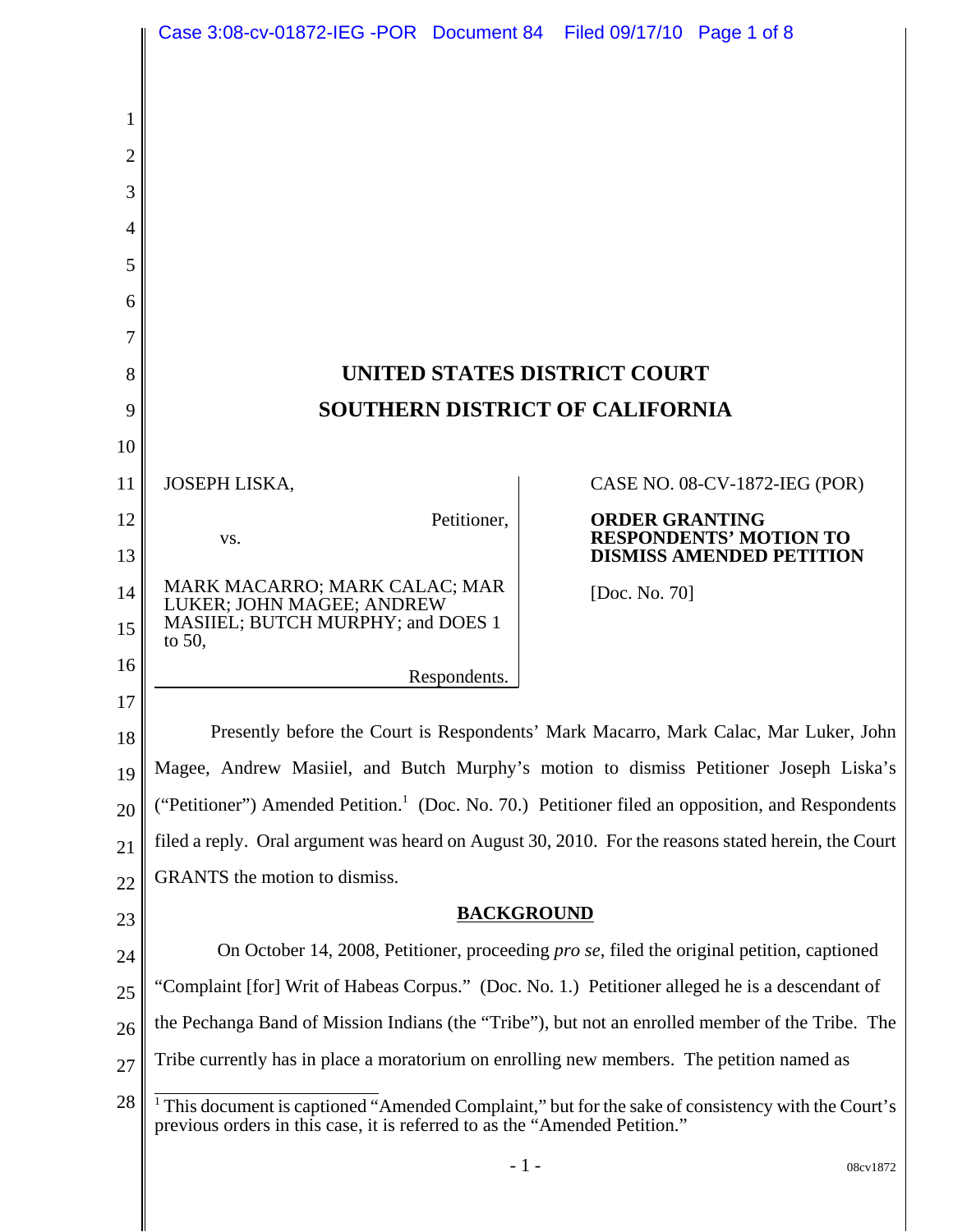# UNITED STATES DISTRICT COURT
# SOUTHERN DISTRICT OF CALIFORNIA

JOSEPH LISKA,

Petitioner,

vs.

MARK MACARRO; MARK CALAC; MAR LUKER; JOHN MAGEE; ANDREW MASIIEL; BUTCH MURPHY; and DOES 1 to 50,

Respondents.

CASE NO. 08-CV-1872-IEG (POR)

**ORDER GRANTING RESPONDENTS' MOTION TO DISMISS AMENDED PETITION**

[Doc. No. 70]

Presently before the Court is Respondents' Mark Macarro, Mark Calac, Mar Luker, John Magee, Andrew Masiiel, and Butch Murphy's motion to dismiss Petitioner Joseph Liska's ("Petitioner") Amended Petition.[1] (Doc. No. 70.) Petitioner filed an opposition, and Respondents filed a reply. Oral argument was heard on August 30, 2010. For the reasons stated herein, the Court GRANTS the motion to dismiss.

## BACKGROUND

On October 14, 2008, Petitioner, proceeding *pro se*, filed the original petition, captioned "Complaint [for] Writ of Habeas Corpus." (Doc. No. 1.) Petitioner alleged he is a descendant of the Pechanga Band of Mission Indians (the "Tribe"), but not an enrolled member of the Tribe. The Tribe currently has in place a moratorium on enrolling new members. The petition named as

[1] This document is captioned "Amended Complaint," but for the sake of consistency with the Court's previous orders in this case, it is referred to as the "Amended Petition."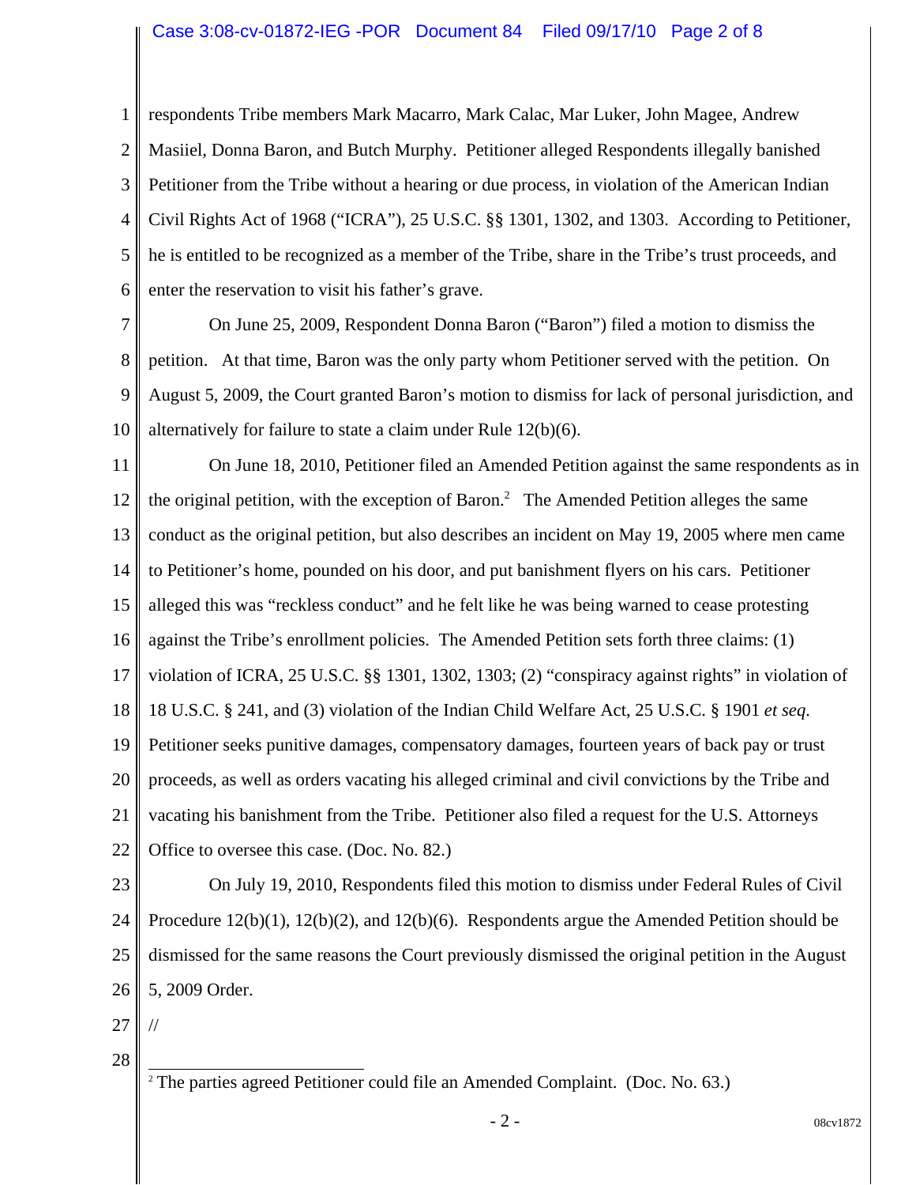respondents Tribe members Mark Macarro, Mark Calac, Mar Luker, John Magee, Andrew Masiiel, Donna Baron, and Butch Murphy. Petitioner alleged Respondents illegally banished Petitioner from the Tribe without a hearing or due process, in violation of the American Indian Civil Rights Act of 1968 ("ICRA"), 25 U.S.C. §§ 1301, 1302, and 1303. According to Petitioner, he is entitled to be recognized as a member of the Tribe, share in the Tribe's trust proceeds, and enter the reservation to visit his father's grave.

On June 25, 2009, Respondent Donna Baron ("Baron") filed a motion to dismiss the petition. At that time, Baron was the only party whom Petitioner served with the petition. On August 5, 2009, the Court granted Baron's motion to dismiss for lack of personal jurisdiction, and alternatively for failure to state a claim under Rule 12(b)(6).

On June 18, 2010, Petitioner filed an Amended Petition against the same respondents as in the original petition, with the exception of Baron.[2] The Amended Petition alleges the same conduct as the original petition, but also describes an incident on May 19, 2005 where men came to Petitioner's home, pounded on his door, and put banishment flyers on his cars. Petitioner alleged this was "reckless conduct" and he felt like he was being warned to cease protesting against the Tribe's enrollment policies. The Amended Petition sets forth three claims: (1) violation of ICRA, 25 U.S.C. §§ 1301, 1302, 1303; (2) "conspiracy against rights" in violation of 18 U.S.C. § 241, and (3) violation of the Indian Child Welfare Act, 25 U.S.C. § 1901 *et seq.* Petitioner seeks punitive damages, compensatory damages, fourteen years of back pay or trust proceeds, as well as orders vacating his alleged criminal and civil convictions by the Tribe and vacating his banishment from the Tribe. Petitioner also filed a request for the U.S. Attorneys Office to oversee this case. (Doc. No. 82.)

On July 19, 2010, Respondents filed this motion to dismiss under Federal Rules of Civil Procedure 12(b)(1), 12(b)(2), and 12(b)(6). Respondents argue the Amended Petition should be dismissed for the same reasons the Court previously dismissed the original petition in the August 5, 2009 Order.

//

---

[2] The parties agreed Petitioner could file an Amended Complaint. (Doc. No. 63.)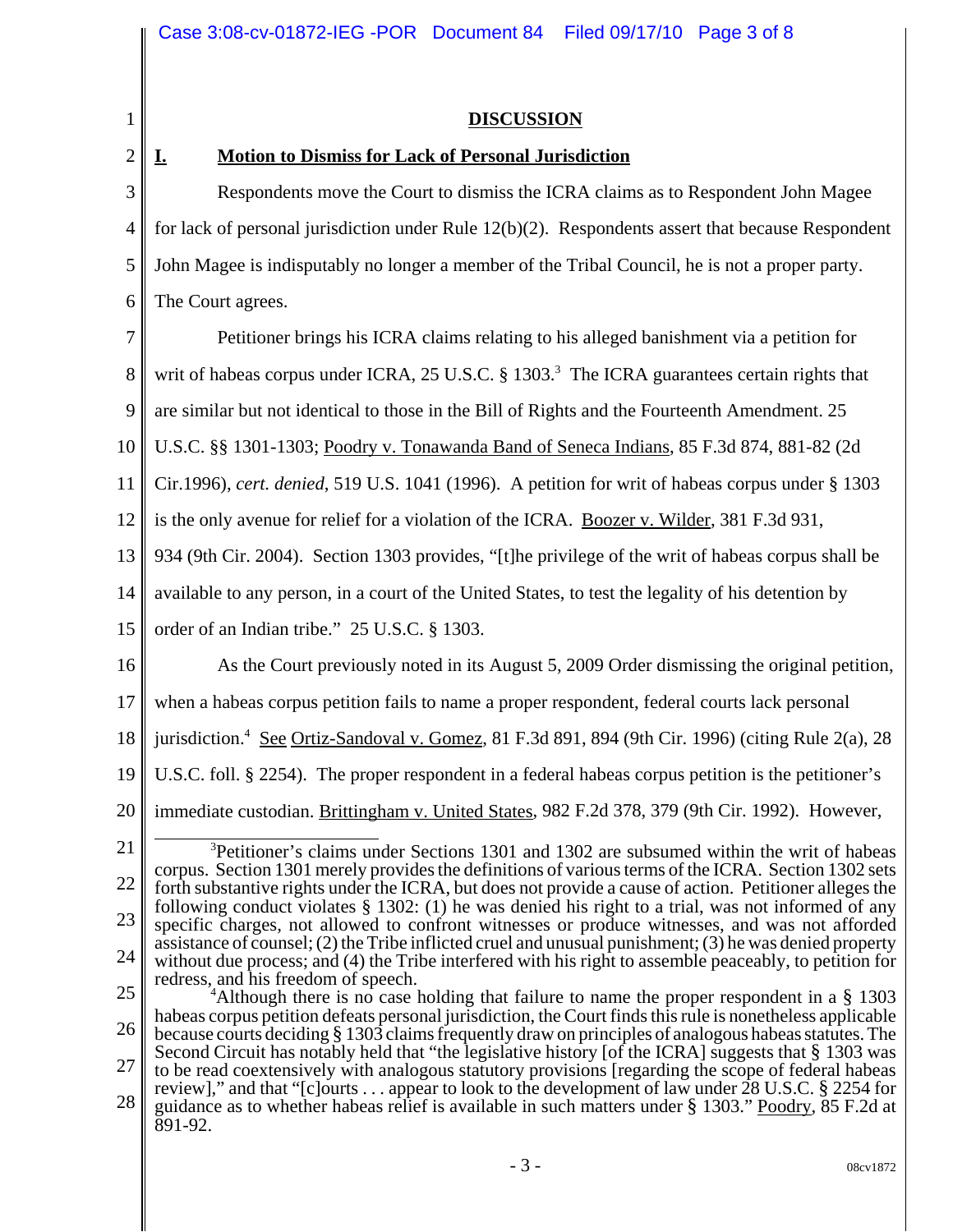## DISCUSSION

### I. Motion to Dismiss for Lack of Personal Jurisdiction

Respondents move the Court to dismiss the ICRA claims as to Respondent John Magee for lack of personal jurisdiction under Rule 12(b)(2). Respondents assert that because Respondent John Magee is indisputably no longer a member of the Tribal Council, he is not a proper party. The Court agrees.

Petitioner brings his ICRA claims relating to his alleged banishment via a petition for writ of habeas corpus under ICRA, 25 U.S.C. § 1303.[3] The ICRA guarantees certain rights that are similar but not identical to those in the Bill of Rights and the Fourteenth Amendment. 25 U.S.C. §§ 1301-1303; Poodry v. Tonawanda Band of Seneca Indians, 85 F.3d 874, 881-82 (2d Cir.1996), *cert. denied*, 519 U.S. 1041 (1996). A petition for writ of habeas corpus under § 1303 is the only avenue for relief for a violation of the ICRA. Boozer v. Wilder, 381 F.3d 931, 934 (9th Cir. 2004). Section 1303 provides, "[t]he privilege of the writ of habeas corpus shall be available to any person, in a court of the United States, to test the legality of his detention by order of an Indian tribe." 25 U.S.C. § 1303.

As the Court previously noted in its August 5, 2009 Order dismissing the original petition, when a habeas corpus petition fails to name a proper respondent, federal courts lack personal jurisdiction.[4] See Ortiz-Sandoval v. Gomez, 81 F.3d 891, 894 (9th Cir. 1996) (citing Rule 2(a), 28 U.S.C. foll. § 2254). The proper respondent in a federal habeas corpus petition is the petitioner's immediate custodian. Brittingham v. United States, 982 F.2d 378, 379 (9th Cir. 1992). However,

---

[3] Petitioner's claims under Sections 1301 and 1302 are subsumed within the writ of habeas corpus. Section 1301 merely provides the definitions of various terms of the ICRA. Section 1302 sets forth substantive rights under the ICRA, but does not provide a cause of action. Petitioner alleges the following conduct violates § 1302: (1) he was denied his right to a trial, was not informed of any specific charges, not allowed to confront witnesses or produce witnesses, and was not afforded assistance of counsel; (2) the Tribe inflicted cruel and unusual punishment; (3) he was denied property without due process; and (4) the Tribe interfered with his right to assemble peaceably, to petition for redress, and his freedom of speech.

[4] Although there is no case holding that failure to name the proper respondent in a § 1303 habeas corpus petition defeats personal jurisdiction, the Court finds this rule is nonetheless applicable because courts deciding § 1303 claims frequently draw on principles of analogous habeas statutes. The Second Circuit has notably held that "the legislative history [of the ICRA] suggests that § 1303 was to be read coextensively with analogous statutory provisions [regarding the scope of federal habeas review]," and that "[c]ourts . . . appear to look to the development of law under 28 U.S.C. § 2254 for guidance as to whether habeas relief is available in such matters under § 1303." Poodry, 85 F.2d at 891-92.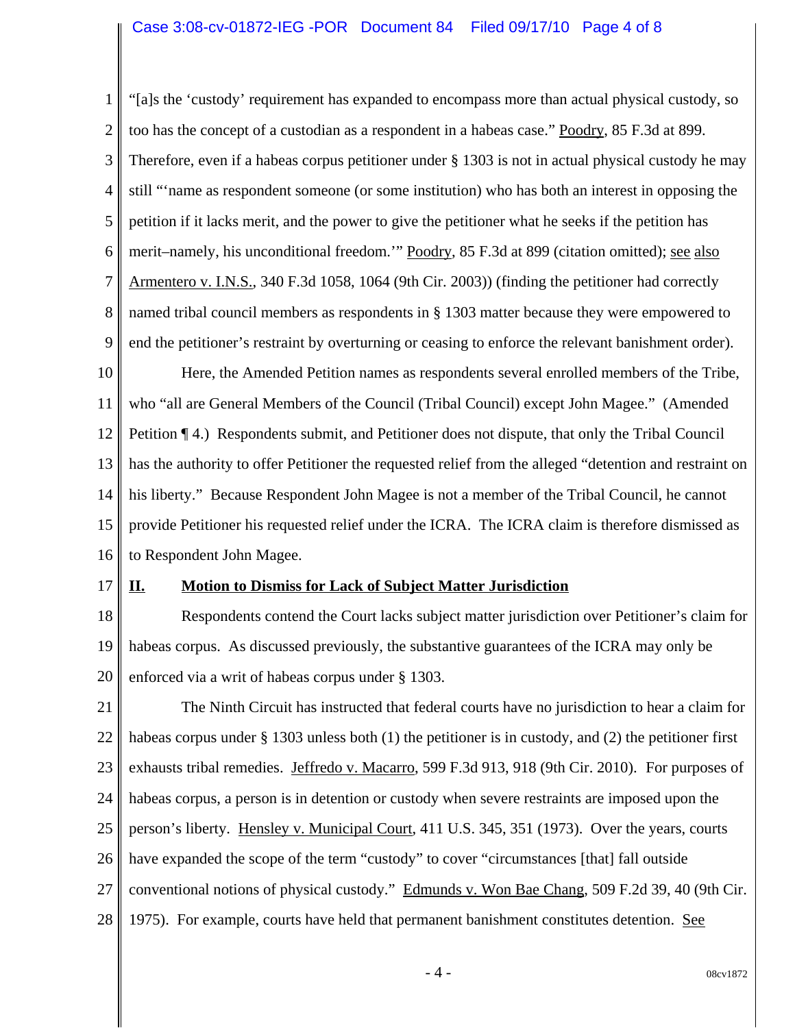"[a]s the 'custody' requirement has expanded to encompass more than actual physical custody, so too has the concept of a custodian as a respondent in a habeas case." Poodry, 85 F.3d at 899. Therefore, even if a habeas corpus petitioner under § 1303 is not in actual physical custody he may still "'name as respondent someone (or some institution) who has both an interest in opposing the petition if it lacks merit, and the power to give the petitioner what he seeks if the petition has merit–namely, his unconditional freedom.'" Poodry, 85 F.3d at 899 (citation omitted); see also Armentero v. I.N.S., 340 F.3d 1058, 1064 (9th Cir. 2003)) (finding the petitioner had correctly named tribal council members as respondents in § 1303 matter because they were empowered to end the petitioner's restraint by overturning or ceasing to enforce the relevant banishment order).

Here, the Amended Petition names as respondents several enrolled members of the Tribe, who "all are General Members of the Council (Tribal Council) except John Magee." (Amended Petition ¶ 4.) Respondents submit, and Petitioner does not dispute, that only the Tribal Council has the authority to offer Petitioner the requested relief from the alleged "detention and restraint on his liberty." Because Respondent John Magee is not a member of the Tribal Council, he cannot provide Petitioner his requested relief under the ICRA. The ICRA claim is therefore dismissed as to Respondent John Magee.

## II. Motion to Dismiss for Lack of Subject Matter Jurisdiction

Respondents contend the Court lacks subject matter jurisdiction over Petitioner's claim for habeas corpus. As discussed previously, the substantive guarantees of the ICRA may only be enforced via a writ of habeas corpus under § 1303.

The Ninth Circuit has instructed that federal courts have no jurisdiction to hear a claim for habeas corpus under § 1303 unless both (1) the petitioner is in custody, and (2) the petitioner first exhausts tribal remedies. Jeffredo v. Macarro, 599 F.3d 913, 918 (9th Cir. 2010). For purposes of habeas corpus, a person is in detention or custody when severe restraints are imposed upon the person's liberty. Hensley v. Municipal Court, 411 U.S. 345, 351 (1973). Over the years, courts have expanded the scope of the term "custody" to cover "circumstances [that] fall outside conventional notions of physical custody." Edmunds v. Won Bae Chang, 509 F.2d 39, 40 (9th Cir. 1975). For example, courts have held that permanent banishment constitutes detention. See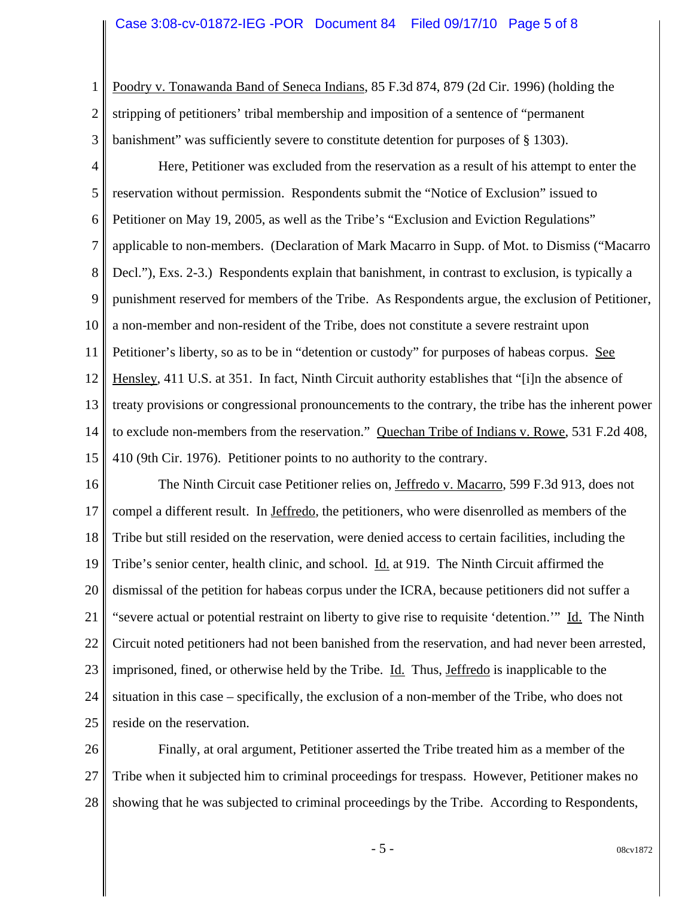Poodry v. Tonawanda Band of Seneca Indians, 85 F.3d 874, 879 (2d Cir. 1996) (holding the stripping of petitioners' tribal membership and imposition of a sentence of "permanent banishment" was sufficiently severe to constitute detention for purposes of § 1303).

Here, Petitioner was excluded from the reservation as a result of his attempt to enter the reservation without permission. Respondents submit the "Notice of Exclusion" issued to Petitioner on May 19, 2005, as well as the Tribe's "Exclusion and Eviction Regulations" applicable to non-members. (Declaration of Mark Macarro in Supp. of Mot. to Dismiss ("Macarro Decl."), Exs. 2-3.) Respondents explain that banishment, in contrast to exclusion, is typically a punishment reserved for members of the Tribe. As Respondents argue, the exclusion of Petitioner, a non-member and non-resident of the Tribe, does not constitute a severe restraint upon Petitioner's liberty, so as to be in "detention or custody" for purposes of habeas corpus. See Hensley, 411 U.S. at 351. In fact, Ninth Circuit authority establishes that "[i]n the absence of treaty provisions or congressional pronouncements to the contrary, the tribe has the inherent power to exclude non-members from the reservation." Quechan Tribe of Indians v. Rowe, 531 F.2d 408, 410 (9th Cir. 1976). Petitioner points to no authority to the contrary.

The Ninth Circuit case Petitioner relies on, Jeffredo v. Macarro, 599 F.3d 913, does not compel a different result. In Jeffredo, the petitioners, who were disenrolled as members of the Tribe but still resided on the reservation, were denied access to certain facilities, including the Tribe's senior center, health clinic, and school. Id. at 919. The Ninth Circuit affirmed the dismissal of the petition for habeas corpus under the ICRA, because petitioners did not suffer a "severe actual or potential restraint on liberty to give rise to requisite 'detention.'" Id. The Ninth Circuit noted petitioners had not been banished from the reservation, and had never been arrested, imprisoned, fined, or otherwise held by the Tribe. Id. Thus, Jeffredo is inapplicable to the situation in this case – specifically, the exclusion of a non-member of the Tribe, who does not reside on the reservation.

Finally, at oral argument, Petitioner asserted the Tribe treated him as a member of the Tribe when it subjected him to criminal proceedings for trespass. However, Petitioner makes no showing that he was subjected to criminal proceedings by the Tribe. According to Respondents,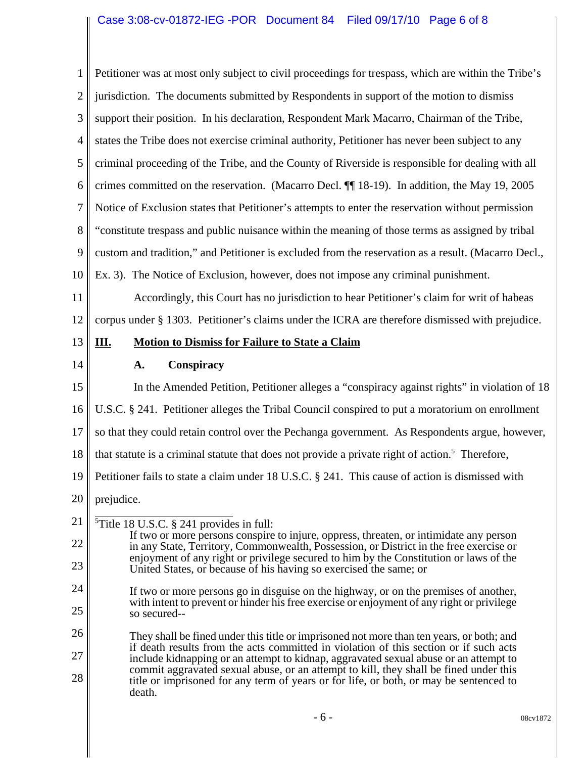Petitioner was at most only subject to civil proceedings for trespass, which are within the Tribe's jurisdiction. The documents submitted by Respondents in support of the motion to dismiss support their position. In his declaration, Respondent Mark Macarro, Chairman of the Tribe, states the Tribe does not exercise criminal authority, Petitioner has never been subject to any criminal proceeding of the Tribe, and the County of Riverside is responsible for dealing with all crimes committed on the reservation. (Macarro Decl. ¶¶ 18-19). In addition, the May 19, 2005 Notice of Exclusion states that Petitioner's attempts to enter the reservation without permission "constitute trespass and public nuisance within the meaning of those terms as assigned by tribal custom and tradition," and Petitioner is excluded from the reservation as a result. (Macarro Decl., Ex. 3). The Notice of Exclusion, however, does not impose any criminal punishment.

Accordingly, this Court has no jurisdiction to hear Petitioner's claim for writ of habeas corpus under § 1303. Petitioner's claims under the ICRA are therefore dismissed with prejudice.

## III. Motion to Dismiss for Failure to State a Claim

### A. Conspiracy

In the Amended Petition, Petitioner alleges a "conspiracy against rights" in violation of 18 U.S.C. § 241. Petitioner alleges the Tribal Council conspired to put a moratorium on enrollment so that they could retain control over the Pechanga government. As Respondents argue, however, that statute is a criminal statute that does not provide a private right of action.[5] Therefore, Petitioner fails to state a claim under 18 U.S.C. § 241. This cause of action is dismissed with prejudice.

---

[5]Title 18 U.S.C. § 241 provides in full:

> If two or more persons conspire to injure, oppress, threaten, or intimidate any person in any State, Territory, Commonwealth, Possession, or District in the free exercise or enjoyment of any right or privilege secured to him by the Constitution or laws of the United States, or because of his having so exercised the same; or
>
> If two or more persons go in disguise on the highway, or on the premises of another, with intent to prevent or hinder his free exercise or enjoyment of any right or privilege so secured--
>
> They shall be fined under this title or imprisoned not more than ten years, or both; and if death results from the acts committed in violation of this section or if such acts include kidnapping or an attempt to kidnap, aggravated sexual abuse or an attempt to commit aggravated sexual abuse, or an attempt to kill, they shall be fined under this title or imprisoned for any term of years or for life, or both, or may be sentenced to death.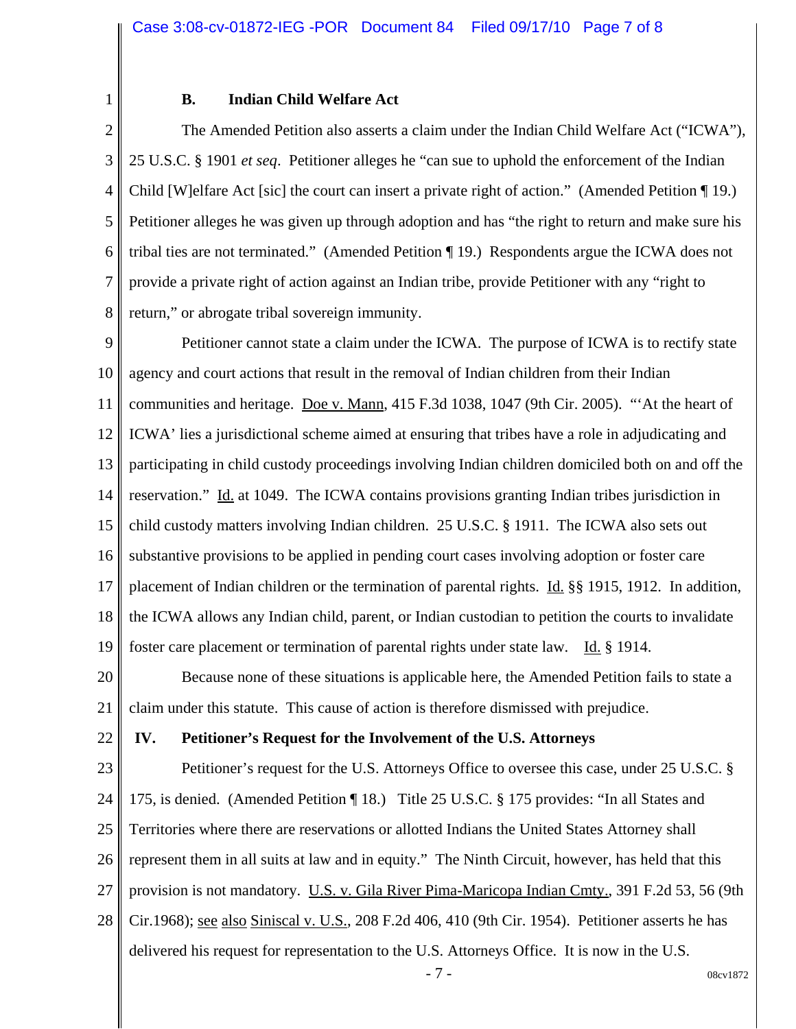### B. Indian Child Welfare Act

The Amended Petition also asserts a claim under the Indian Child Welfare Act ("ICWA"), 25 U.S.C. § 1901 *et seq*. Petitioner alleges he "can sue to uphold the enforcement of the Indian Child [W]elfare Act [sic] the court can insert a private right of action." (Amended Petition ¶ 19.) Petitioner alleges he was given up through adoption and has "the right to return and make sure his tribal ties are not terminated." (Amended Petition ¶ 19.) Respondents argue the ICWA does not provide a private right of action against an Indian tribe, provide Petitioner with any "right to return," or abrogate tribal sovereign immunity.

Petitioner cannot state a claim under the ICWA. The purpose of ICWA is to rectify state agency and court actions that result in the removal of Indian children from their Indian communities and heritage. Doe v. Mann, 415 F.3d 1038, 1047 (9th Cir. 2005). "'At the heart of ICWA' lies a jurisdictional scheme aimed at ensuring that tribes have a role in adjudicating and participating in child custody proceedings involving Indian children domiciled both on and off the reservation." Id. at 1049. The ICWA contains provisions granting Indian tribes jurisdiction in child custody matters involving Indian children. 25 U.S.C. § 1911. The ICWA also sets out substantive provisions to be applied in pending court cases involving adoption or foster care placement of Indian children or the termination of parental rights. Id. §§ 1915, 1912. In addition, the ICWA allows any Indian child, parent, or Indian custodian to petition the courts to invalidate foster care placement or termination of parental rights under state law. Id. § 1914.

Because none of these situations is applicable here, the Amended Petition fails to state a claim under this statute. This cause of action is therefore dismissed with prejudice.

## IV. Petitioner's Request for the Involvement of the U.S. Attorneys

Petitioner's request for the U.S. Attorneys Office to oversee this case, under 25 U.S.C. § 175, is denied. (Amended Petition ¶ 18.) Title 25 U.S.C. § 175 provides: "In all States and Territories where there are reservations or allotted Indians the United States Attorney shall represent them in all suits at law and in equity." The Ninth Circuit, however, has held that this provision is not mandatory. U.S. v. Gila River Pima-Maricopa Indian Cmty., 391 F.2d 53, 56 (9th Cir.1968); see also Siniscal v. U.S., 208 F.2d 406, 410 (9th Cir. 1954). Petitioner asserts he has delivered his request for representation to the U.S. Attorneys Office. It is now in the U.S.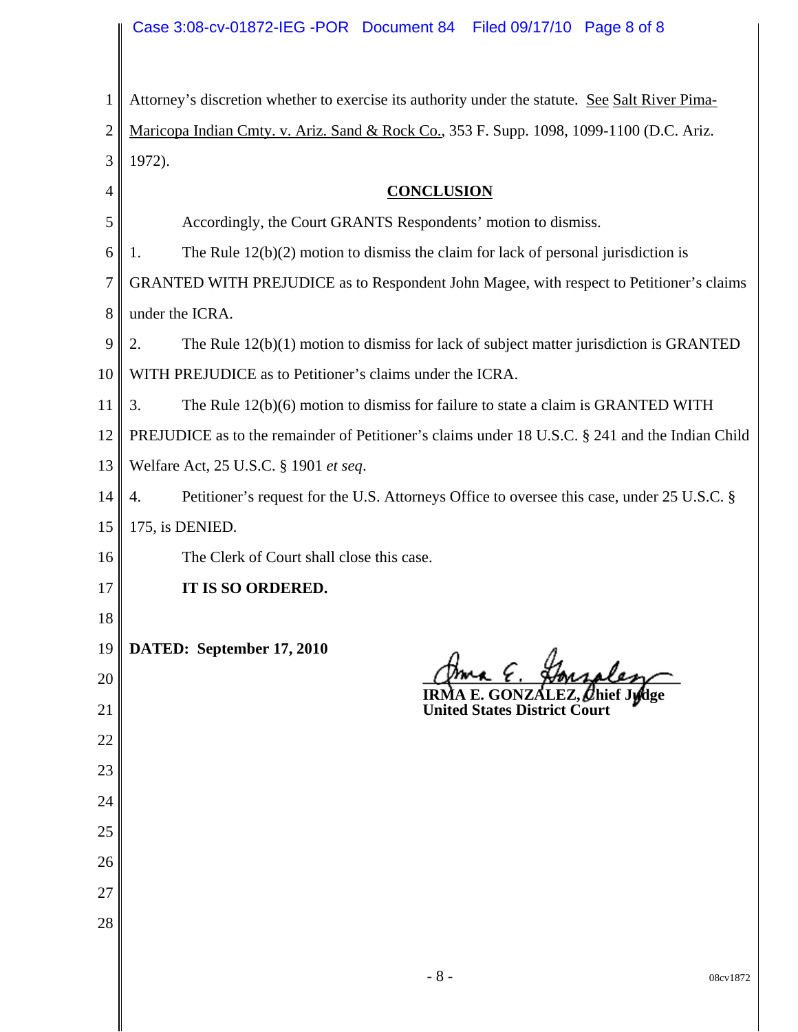Attorney's discretion whether to exercise its authority under the statute. See Salt River Pima-Maricopa Indian Cmty. v. Ariz. Sand & Rock Co., 353 F. Supp. 1098, 1099-1100 (D.C. Ariz. 1972).

## CONCLUSION

Accordingly, the Court GRANTS Respondents' motion to dismiss.

1. The Rule 12(b)(2) motion to dismiss the claim for lack of personal jurisdiction is GRANTED WITH PREJUDICE as to Respondent John Magee, with respect to Petitioner's claims under the ICRA.

2. The Rule 12(b)(1) motion to dismiss for lack of subject matter jurisdiction is GRANTED WITH PREJUDICE as to Petitioner's claims under the ICRA.

3. The Rule 12(b)(6) motion to dismiss for failure to state a claim is GRANTED WITH PREJUDICE as to the remainder of Petitioner's claims under 18 U.S.C. § 241 and the Indian Child Welfare Act, 25 U.S.C. § 1901 *et seq*.

4. Petitioner's request for the U.S. Attorneys Office to oversee this case, under 25 U.S.C. § 175, is DENIED.

The Clerk of Court shall close this case.

**IT IS SO ORDERED.**

**DATED: September 17, 2010**

**IRMA E. GONZALEZ, Chief Judge**
**United States District Court**